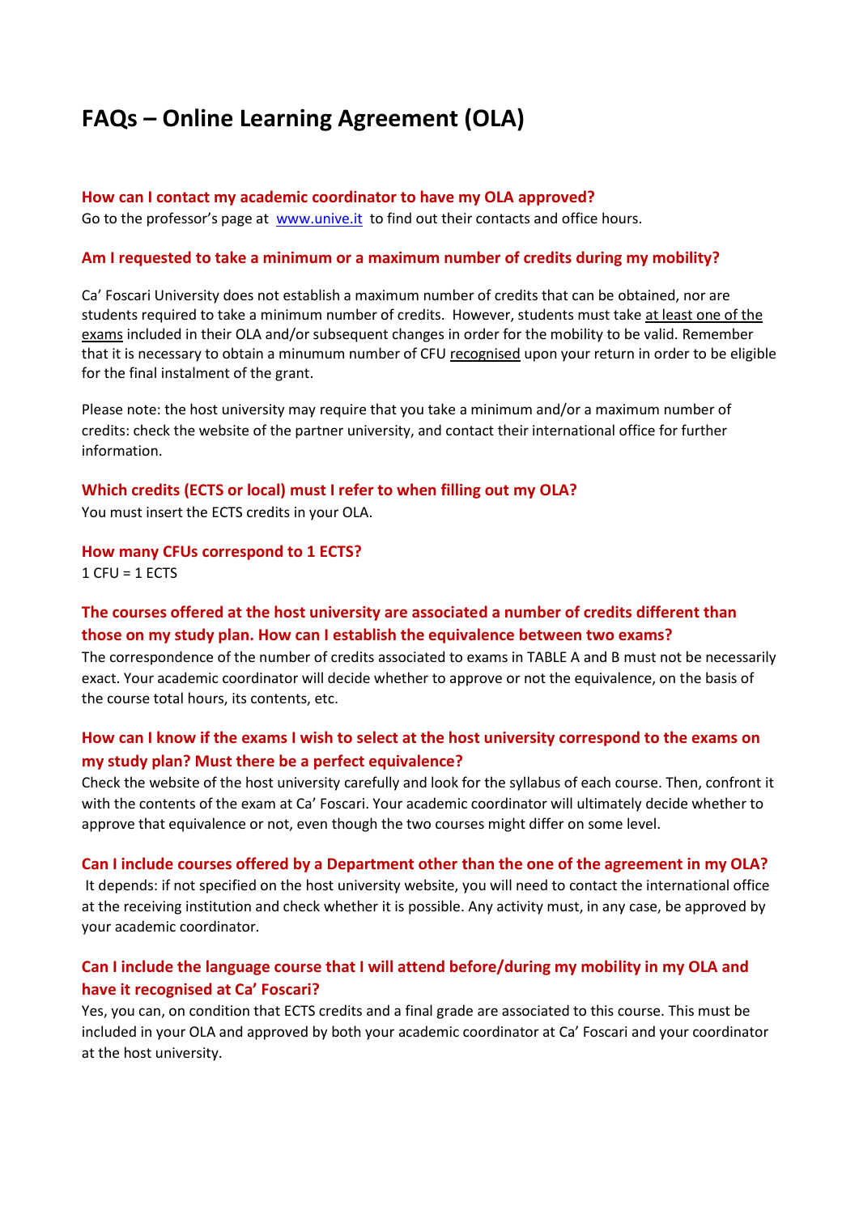# FAQs – Online Learning Agreement (OLA)

### How can I contact my academic coordinator to have my OLA approved?

Go to the professor's page at [www.unive.it](http://www.unive.it) to find out their contacts and office hours.

### Am I requested to take a minimum or a maximum number of credits during my mobility?

Ca' Foscari University does not establish a maximum number of credits that can be obtained, nor are students required to take a minimum number of credits. However, students must take at least one of the exams included in their OLA and/or subsequent changes in order for the mobility to be valid. Remember that it is necessary to obtain a minumum number of CFU recognised upon your return in order to be eligible for the final instalment of the grant.

Please note: the host university may require that you take a minimum and/or a maximum number of credits: check the website of the partner university, and contact their international office for further information.

### Which credits (ECTS or local) must I refer to when filling out my OLA?

You must insert the ECTS credits in your OLA.

### How many CFUs correspond to 1 ECTS?

1 CFU = 1 ECTS

### The courses offered at the host university are associated a number of credits different than those on my study plan. How can I establish the equivalence between two exams?

The correspondence of the number of credits associated to exams in TABLE A and B must not be necessarily exact. Your academic coordinator will decide whether to approve or not the equivalence, on the basis of the course total hours, its contents, etc.

### How can I know if the exams I wish to select at the host university correspond to the exams on my study plan? Must there be a perfect equivalence?

Check the website of the host university carefully and look for the syllabus of each course. Then, confront it with the contents of the exam at Ca' Foscari. Your academic coordinator will ultimately decide whether to approve that equivalence or not, even though the two courses might differ on some level.

### Can I include courses offered by a Department other than the one of the agreement in my OLA?

It depends: if not specified on the host university website, you will need to contact the international office at the receiving institution and check whether it is possible. Any activity must, in any case, be approved by your academic coordinator.

### Can I include the language course that I will attend before/during my mobility in my OLA and have it recognised at Ca' Foscari?

Yes, you can, on condition that ECTS credits and a final grade are associated to this course. This must be included in your OLA and approved by both your academic coordinator at Ca' Foscari and your coordinator at the host university.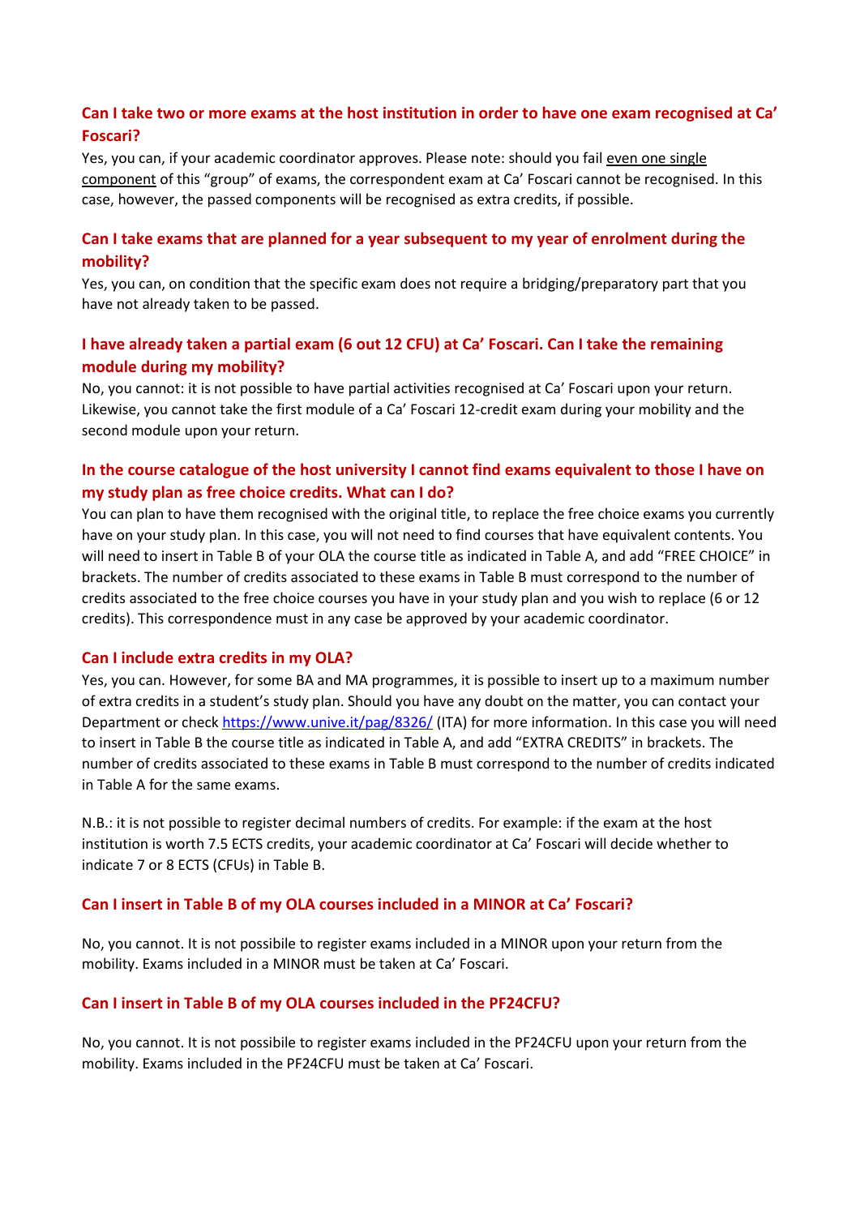### Can I take two or more exams at the host institution in order to have one exam recognised at Ca' Foscari?

Yes, you can, if your academic coordinator approves. Please note: should you fail <u>even one single component</u> of this "group" of exams, the correspondent exam at Ca' Foscari cannot be recognised. In this case, however, the passed components will be recognised as extra credits, if possible.

### Can I take exams that are planned for a year subsequent to my year of enrolment during the mobility?

Yes, you can, on condition that the specific exam does not require a bridging/preparatory part that you have not already taken to be passed.

### I have already taken a partial exam (6 out 12 CFU) at Ca' Foscari. Can I take the remaining module during my mobility?

No, you cannot: it is not possible to have partial activities recognised at Ca' Foscari upon your return. Likewise, you cannot take the first module of a Ca' Foscari 12-credit exam during your mobility and the second module upon your return.

### In the course catalogue of the host university I cannot find exams equivalent to those I have on my study plan as free choice credits. What can I do?

You can plan to have them recognised with the original title, to replace the free choice exams you currently have on your study plan. In this case, you will not need to find courses that have equivalent contents. You will need to insert in Table B of your OLA the course title as indicated in Table A, and add "FREE CHOICE" in brackets. The number of credits associated to these exams in Table B must correspond to the number of credits associated to the free choice courses you have in your study plan and you wish to replace (6 or 12 credits). This correspondence must in any case be approved by your academic coordinator.

### Can I include extra credits in my OLA?

Yes, you can. However, for some BA and MA programmes, it is possible to insert up to a maximum number of extra credits in a student's study plan. Should you have any doubt on the matter, you can contact your Department or check https://www.unive.it/pag/8326/ (ITA) for more information. In this case you will need to insert in Table B the course title as indicated in Table A, and add "EXTRA CREDITS" in brackets. The number of credits associated to these exams in Table B must correspond to the number of credits indicated in Table A for the same exams.

N.B.: it is not possible to register decimal numbers of credits. For example: if the exam at the host institution is worth 7.5 ECTS credits, your academic coordinator at Ca' Foscari will decide whether to indicate 7 or 8 ECTS (CFUs) in Table B.

### Can I insert in Table B of my OLA courses included in a MINOR at Ca' Foscari?

No, you cannot. It is not possibile to register exams included in a MINOR upon your return from the mobility. Exams included in a MINOR must be taken at Ca' Foscari.

### Can I insert in Table B of my OLA courses included in the PF24CFU?

No, you cannot. It is not possibile to register exams included in the PF24CFU upon your return from the mobility. Exams included in the PF24CFU must be taken at Ca' Foscari.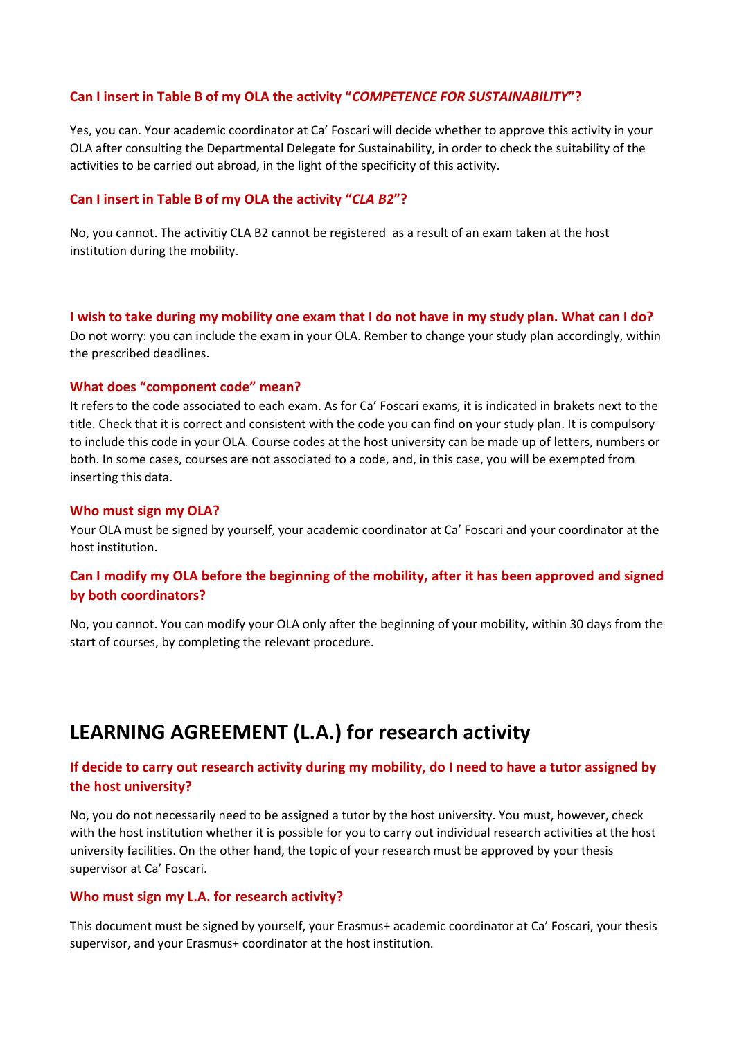### Can I insert in Table B of my OLA the activity "*COMPETENCE FOR SUSTAINABILITY*"?

Yes, you can. Your academic coordinator at Ca' Foscari will decide whether to approve this activity in your OLA after consulting the Departmental Delegate for Sustainability, in order to check the suitability of the activities to be carried out abroad, in the light of the specificity of this activity.

### Can I insert in Table B of my OLA the activity "*CLA B2*"?

No, you cannot. The activitiy CLA B2 cannot be registered as a result of an exam taken at the host institution during the mobility.

### I wish to take during my mobility one exam that I do not have in my study plan. What can I do?

Do not worry: you can include the exam in your OLA. Rember to change your study plan accordingly, within the prescribed deadlines.

### What does "component code" mean?

It refers to the code associated to each exam. As for Ca' Foscari exams, it is indicated in brakets next to the title. Check that it is correct and consistent with the code you can find on your study plan. It is compulsory to include this code in your OLA. Course codes at the host university can be made up of letters, numbers or both. In some cases, courses are not associated to a code, and, in this case, you will be exempted from inserting this data.

### Who must sign my OLA?

Your OLA must be signed by yourself, your academic coordinator at Ca' Foscari and your coordinator at the host institution.

### Can I modify my OLA before the beginning of the mobility, after it has been approved and signed by both coordinators?

No, you cannot. You can modify your OLA only after the beginning of your mobility, within 30 days from the start of courses, by completing the relevant procedure.

## LEARNING AGREEMENT (L.A.) for research activity

### If decide to carry out research activity during my mobility, do I need to have a tutor assigned by the host university?

No, you do not necessarily need to be assigned a tutor by the host university. You must, however, check with the host institution whether it is possible for you to carry out individual research activities at the host university facilities. On the other hand, the topic of your research must be approved by your thesis supervisor at Ca' Foscari.

### Who must sign my L.A. for research activity?

This document must be signed by yourself, your Erasmus+ academic coordinator at Ca' Foscari, your thesis supervisor, and your Erasmus+ coordinator at the host institution.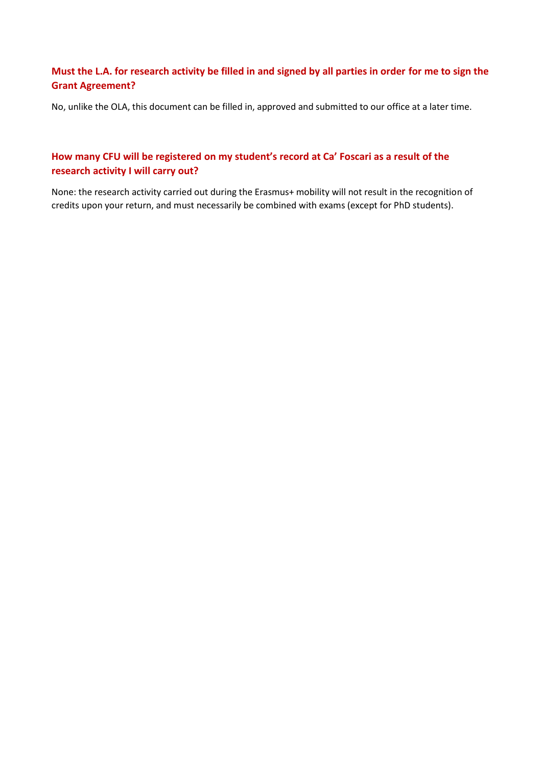### Must the L.A. for research activity be filled in and signed by all parties in order for me to sign the Grant Agreement?

No, unlike the OLA, this document can be filled in, approved and submitted to our office at a later time.

### How many CFU will be registered on my student's record at Ca' Foscari as a result of the research activity I will carry out?

None: the research activity carried out during the Erasmus+ mobility will not result in the recognition of credits upon your return, and must necessarily be combined with exams (except for PhD students).